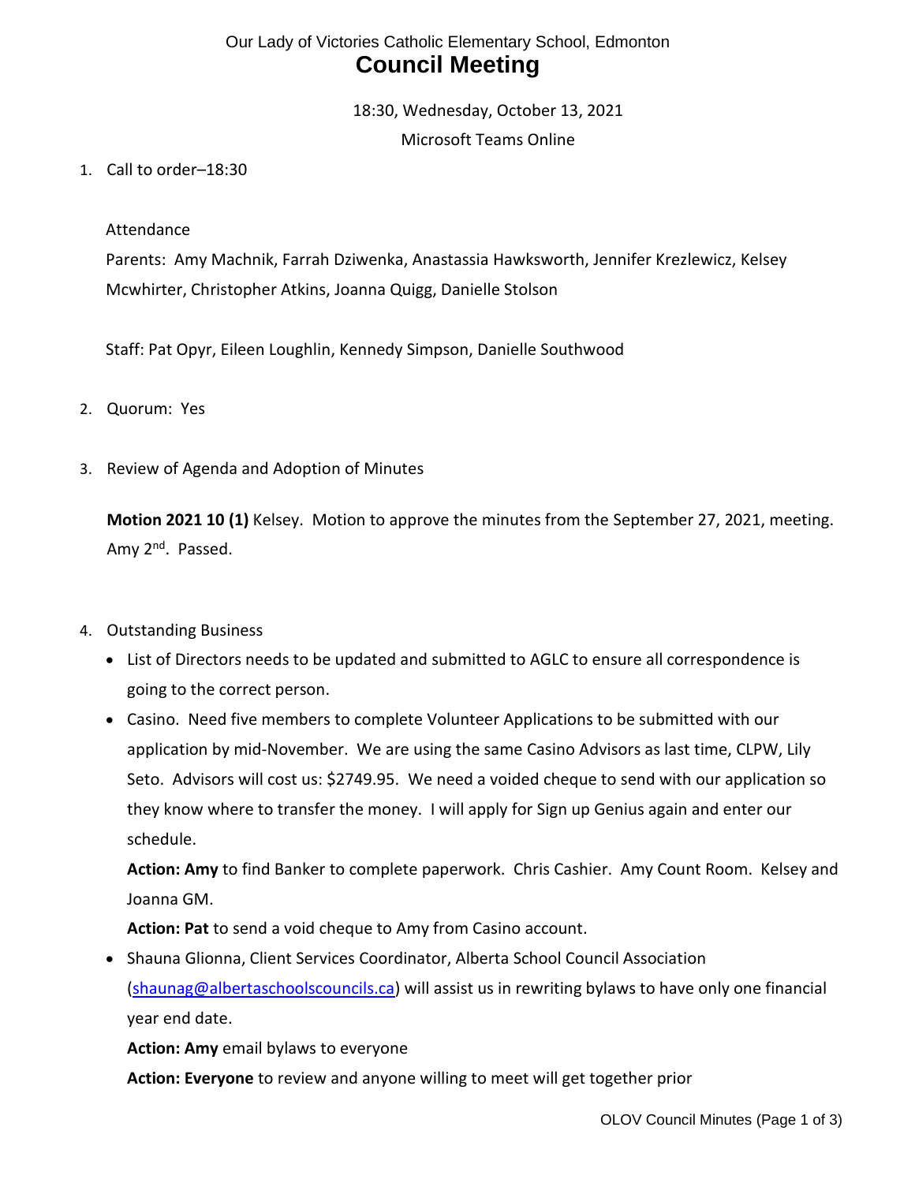Our Lady of Victories Catholic Elementary School, Edmonton

# Council Meeting

18:30, Wednesday, October 13, 2021

Microsoft Teams Online

1. Call to order–18:30

   Attendance

   Parents: Amy Machnik, Farrah Dziwenka, Anastassia Hawksworth, Jennifer Krezlewicz, Kelsey Mcwhirter, Christopher Atkins, Joanna Quigg, Danielle Stolson

   Staff: Pat Opyr, Eileen Loughlin, Kennedy Simpson, Danielle Southwood

2. Quorum: Yes

3. Review of Agenda and Adoption of Minutes

   **Motion 2021 10 (1)** Kelsey. Motion to approve the minutes from the September 27, 2021, meeting. Amy 2nd. Passed.

4. Outstanding Business
   - List of Directors needs to be updated and submitted to AGLC to ensure all correspondence is going to the correct person.
   - Casino. Need five members to complete Volunteer Applications to be submitted with our application by mid-November. We are using the same Casino Advisors as last time, CLPW, Lily Seto. Advisors will cost us: $2749.95. We need a voided cheque to send with our application so they know where to transfer the money. I will apply for Sign up Genius again and enter our schedule.

     **Action: Amy** to find Banker to complete paperwork. Chris Cashier. Amy Count Room. Kelsey and Joanna GM.

     **Action: Pat** to send a void cheque to Amy from Casino account.
   - Shauna Glionna, Client Services Coordinator, Alberta School Council Association (shaunag@albertaschoolscouncils.ca) will assist us in rewriting bylaws to have only one financial year end date.

     **Action: Amy** email bylaws to everyone

     **Action: Everyone** to review and anyone willing to meet will get together prior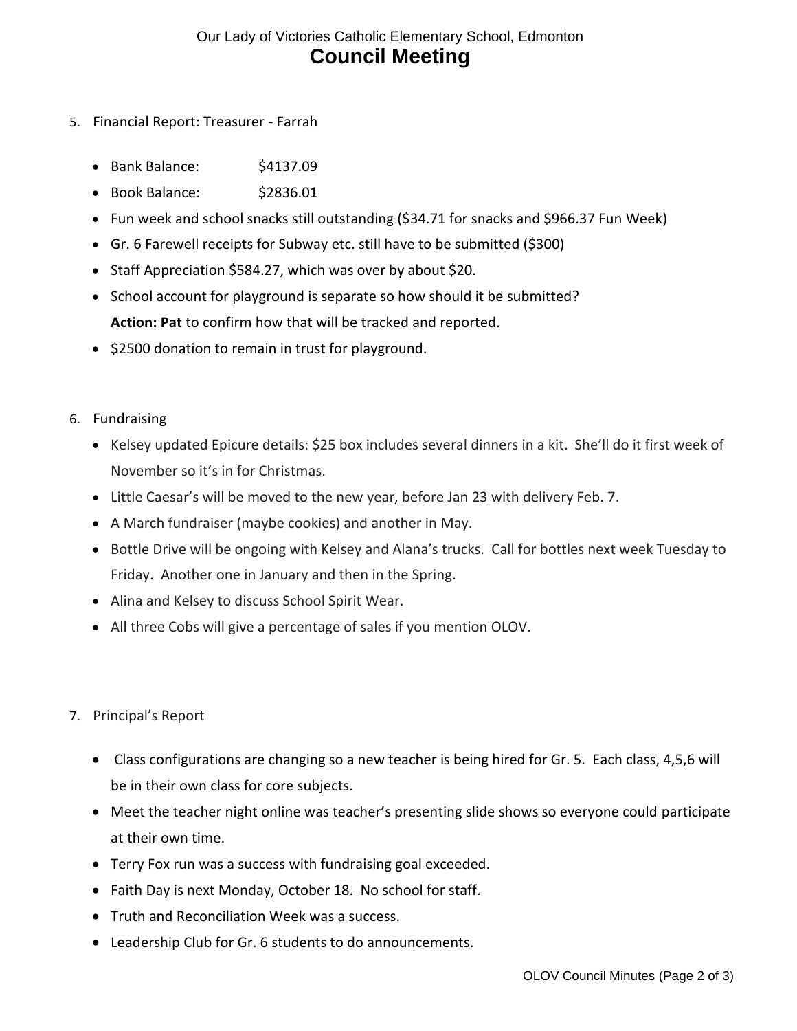5. Financial Report: Treasurer - Farrah

    - Bank Balance: $4137.09
    - Book Balance: $2836.01
    - Fun week and school snacks still outstanding ($34.71 for snacks and $966.37 Fun Week)
    - Gr. 6 Farewell receipts for Subway etc. still have to be submitted ($300)
    - Staff Appreciation $584.27, which was over by about $20.
    - School account for playground is separate so how should it be submitted?
      **Action: Pat** to confirm how that will be tracked and reported.
    - $2500 donation to remain in trust for playground.

6. Fundraising

    - Kelsey updated Epicure details: $25 box includes several dinners in a kit. She'll do it first week of November so it's in for Christmas.
    - Little Caesar's will be moved to the new year, before Jan 23 with delivery Feb. 7.
    - A March fundraiser (maybe cookies) and another in May.
    - Bottle Drive will be ongoing with Kelsey and Alana's trucks. Call for bottles next week Tuesday to Friday. Another one in January and then in the Spring.
    - Alina and Kelsey to discuss School Spirit Wear.
    - All three Cobs will give a percentage of sales if you mention OLOV.

7. Principal's Report

    - Class configurations are changing so a new teacher is being hired for Gr. 5. Each class, 4,5,6 will be in their own class for core subjects.
    - Meet the teacher night online was teacher's presenting slide shows so everyone could participate at their own time.
    - Terry Fox run was a success with fundraising goal exceeded.
    - Faith Day is next Monday, October 18. No school for staff.
    - Truth and Reconciliation Week was a success.
    - Leadership Club for Gr. 6 students to do announcements.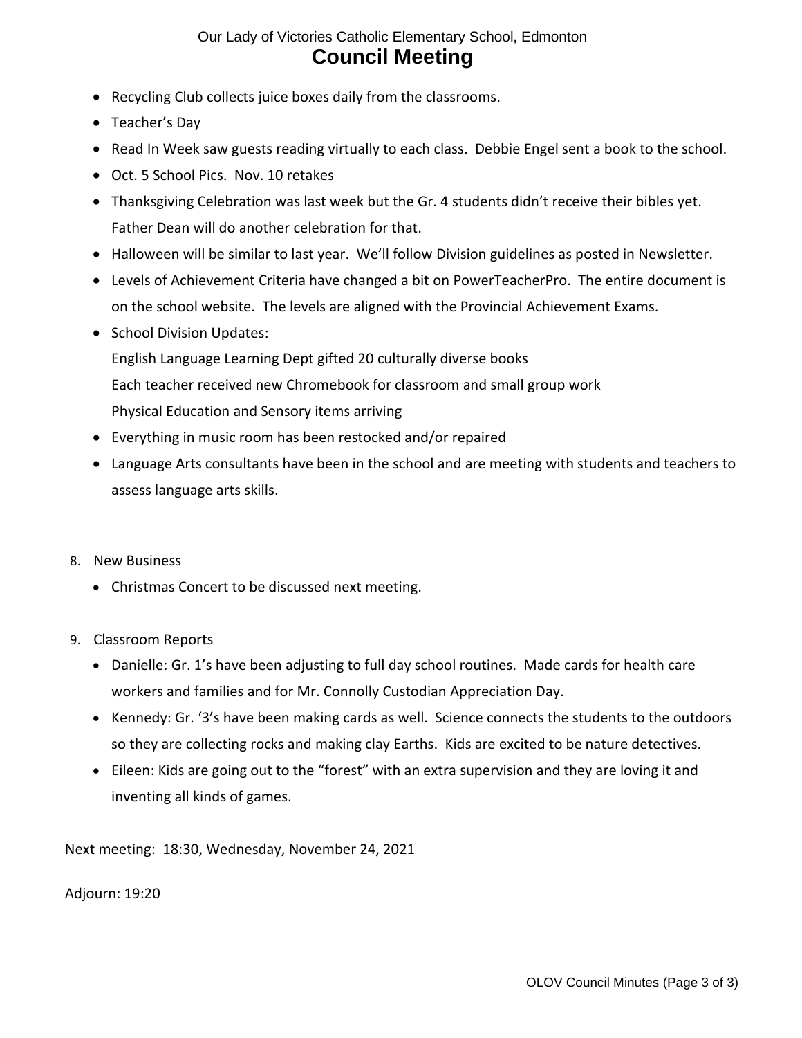- Recycling Club collects juice boxes daily from the classrooms.
- Teacher's Day
- Read In Week saw guests reading virtually to each class.  Debbie Engel sent a book to the school.
- Oct. 5 School Pics.  Nov. 10 retakes
- Thanksgiving Celebration was last week but the Gr. 4 students didn't receive their bibles yet. Father Dean will do another celebration for that.
- Halloween will be similar to last year.  We'll follow Division guidelines as posted in Newsletter.
- Levels of Achievement Criteria have changed a bit on PowerTeacherPro.  The entire document is on the school website.  The levels are aligned with the Provincial Achievement Exams.
- School Division Updates:
  English Language Learning Dept gifted 20 culturally diverse books
  Each teacher received new Chromebook for classroom and small group work
  Physical Education and Sensory items arriving
- Everything in music room has been restocked and/or repaired
- Language Arts consultants have been in the school and are meeting with students and teachers to assess language arts skills.

8. New Business
   - Christmas Concert to be discussed next meeting.

9. Classroom Reports
   - Danielle: Gr. 1's have been adjusting to full day school routines.  Made cards for health care workers and families and for Mr. Connolly Custodian Appreciation Day.
   - Kennedy: Gr. '3's have been making cards as well.  Science connects the students to the outdoors so they are collecting rocks and making clay Earths.  Kids are excited to be nature detectives.
   - Eileen: Kids are going out to the "forest" with an extra supervision and they are loving it and inventing all kinds of games.

Next meeting:  18:30, Wednesday, November 24, 2021

Adjourn: 19:20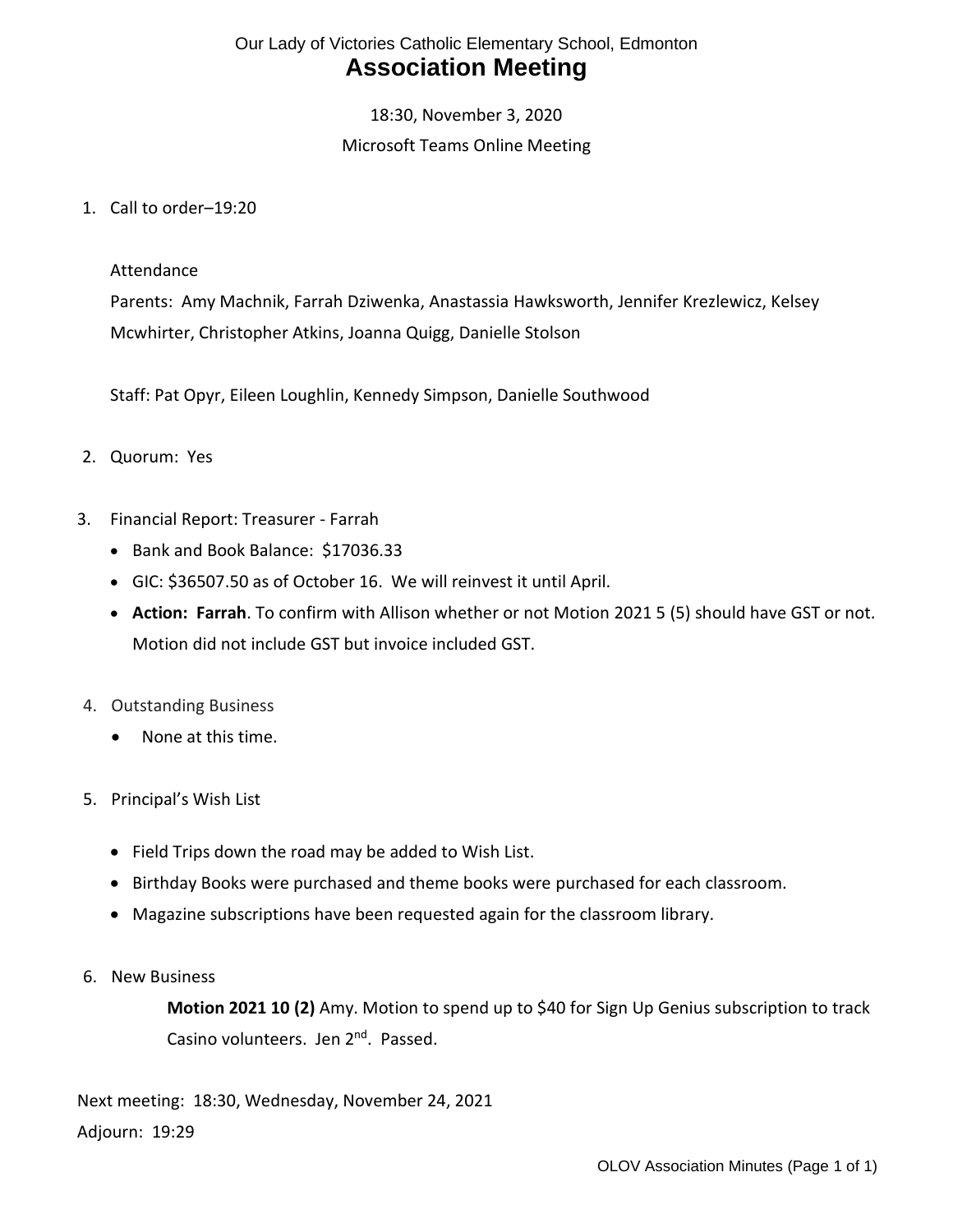Our Lady of Victories Catholic Elementary School, Edmonton

# Association Meeting

18:30, November 3, 2020

Microsoft Teams Online Meeting

1. Call to order–19:20

   Attendance

   Parents: Amy Machnik, Farrah Dziwenka, Anastassia Hawksworth, Jennifer Krezlewicz, Kelsey Mcwhirter, Christopher Atkins, Joanna Quigg, Danielle Stolson

   Staff: Pat Opyr, Eileen Loughlin, Kennedy Simpson, Danielle Southwood

2. Quorum: Yes

3. Financial Report: Treasurer - Farrah
   - Bank and Book Balance: $17036.33
   - GIC: $36507.50 as of October 16. We will reinvest it until April.
   - **Action: Farrah**. To confirm with Allison whether or not Motion 2021 5 (5) should have GST or not. Motion did not include GST but invoice included GST.

4. Outstanding Business
   - None at this time.

5. Principal's Wish List
   - Field Trips down the road may be added to Wish List.
   - Birthday Books were purchased and theme books were purchased for each classroom.
   - Magazine subscriptions have been requested again for the classroom library.

6. New Business

   **Motion 2021 10 (2)** Amy. Motion to spend up to $40 for Sign Up Genius subscription to track Casino volunteers. Jen 2nd. Passed.

Next meeting: 18:30, Wednesday, November 24, 2021

Adjourn: 19:29